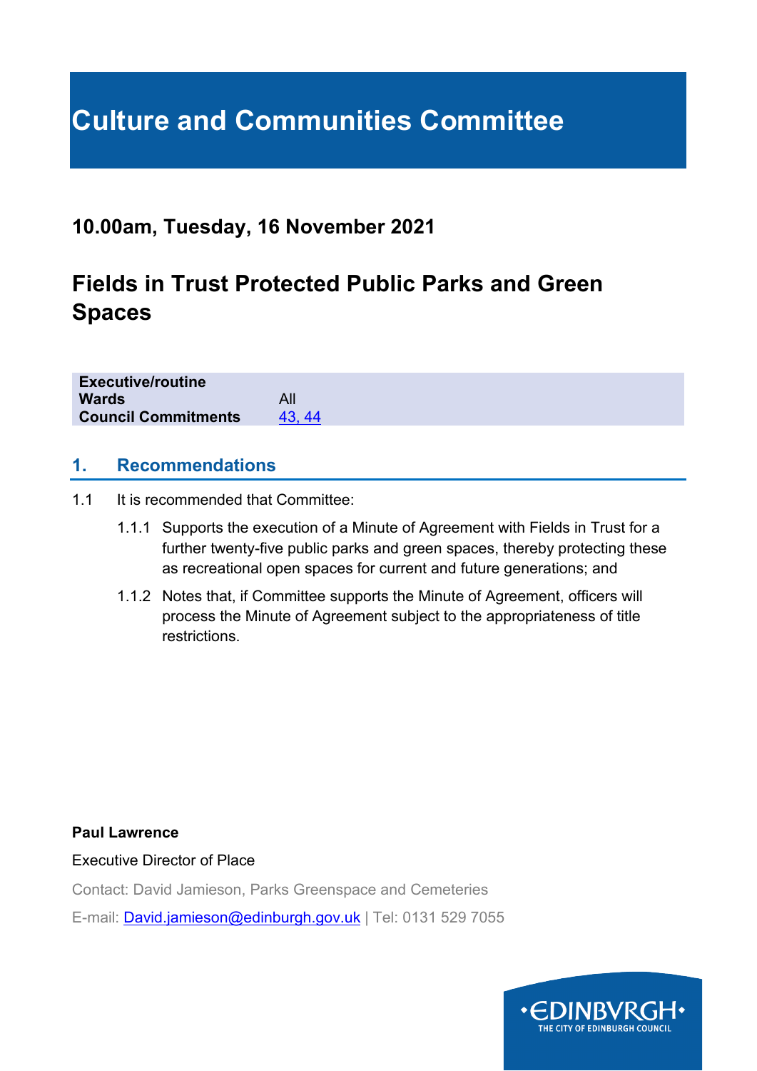# Culture and Communities Committee

## 10.00am, Tuesday, 16 November 2021

## Fields in Trust Protected Public Parks and Green Spaces

| | |
|---|---|
| **Executive/routine** | |
| **Wards** | All |
| **Council Commitments** | 43, 44 |

### 1. Recommendations

1.1 It is recommended that Committee:

1.1.1 Supports the execution of a Minute of Agreement with Fields in Trust for a further twenty-five public parks and green spaces, thereby protecting these as recreational open spaces for current and future generations; and

1.1.2 Notes that, if Committee supports the Minute of Agreement, officers will process the Minute of Agreement subject to the appropriateness of title restrictions.

**Paul Lawrence**

Executive Director of Place

Contact: David Jamieson, Parks Greenspace and Cemeteries

E-mail: David.jamieson@edinburgh.gov.uk | Tel: 0131 529 7055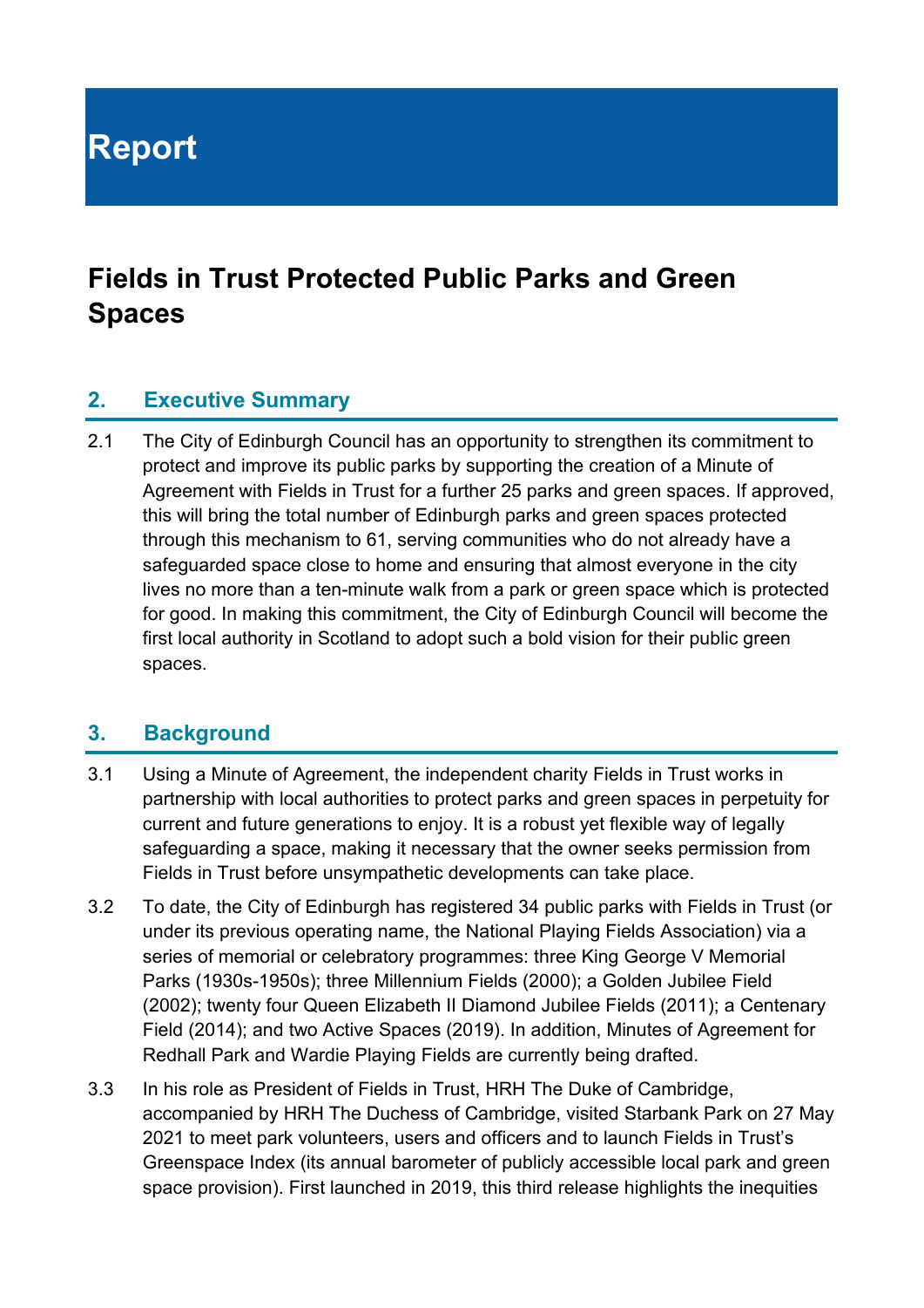# Report

## Fields in Trust Protected Public Parks and Green Spaces

### 2. Executive Summary

2.1 The City of Edinburgh Council has an opportunity to strengthen its commitment to protect and improve its public parks by supporting the creation of a Minute of Agreement with Fields in Trust for a further 25 parks and green spaces. If approved, this will bring the total number of Edinburgh parks and green spaces protected through this mechanism to 61, serving communities who do not already have a safeguarded space close to home and ensuring that almost everyone in the city lives no more than a ten-minute walk from a park or green space which is protected for good. In making this commitment, the City of Edinburgh Council will become the first local authority in Scotland to adopt such a bold vision for their public green spaces.

### 3. Background

3.1 Using a Minute of Agreement, the independent charity Fields in Trust works in partnership with local authorities to protect parks and green spaces in perpetuity for current and future generations to enjoy. It is a robust yet flexible way of legally safeguarding a space, making it necessary that the owner seeks permission from Fields in Trust before unsympathetic developments can take place.

3.2 To date, the City of Edinburgh has registered 34 public parks with Fields in Trust (or under its previous operating name, the National Playing Fields Association) via a series of memorial or celebratory programmes: three King George V Memorial Parks (1930s-1950s); three Millennium Fields (2000); a Golden Jubilee Field (2002); twenty four Queen Elizabeth II Diamond Jubilee Fields (2011); a Centenary Field (2014); and two Active Spaces (2019). In addition, Minutes of Agreement for Redhall Park and Wardie Playing Fields are currently being drafted.

3.3 In his role as President of Fields in Trust, HRH The Duke of Cambridge, accompanied by HRH The Duchess of Cambridge, visited Starbank Park on 27 May 2021 to meet park volunteers, users and officers and to launch Fields in Trust's Greenspace Index (its annual barometer of publicly accessible local park and green space provision). First launched in 2019, this third release highlights the inequities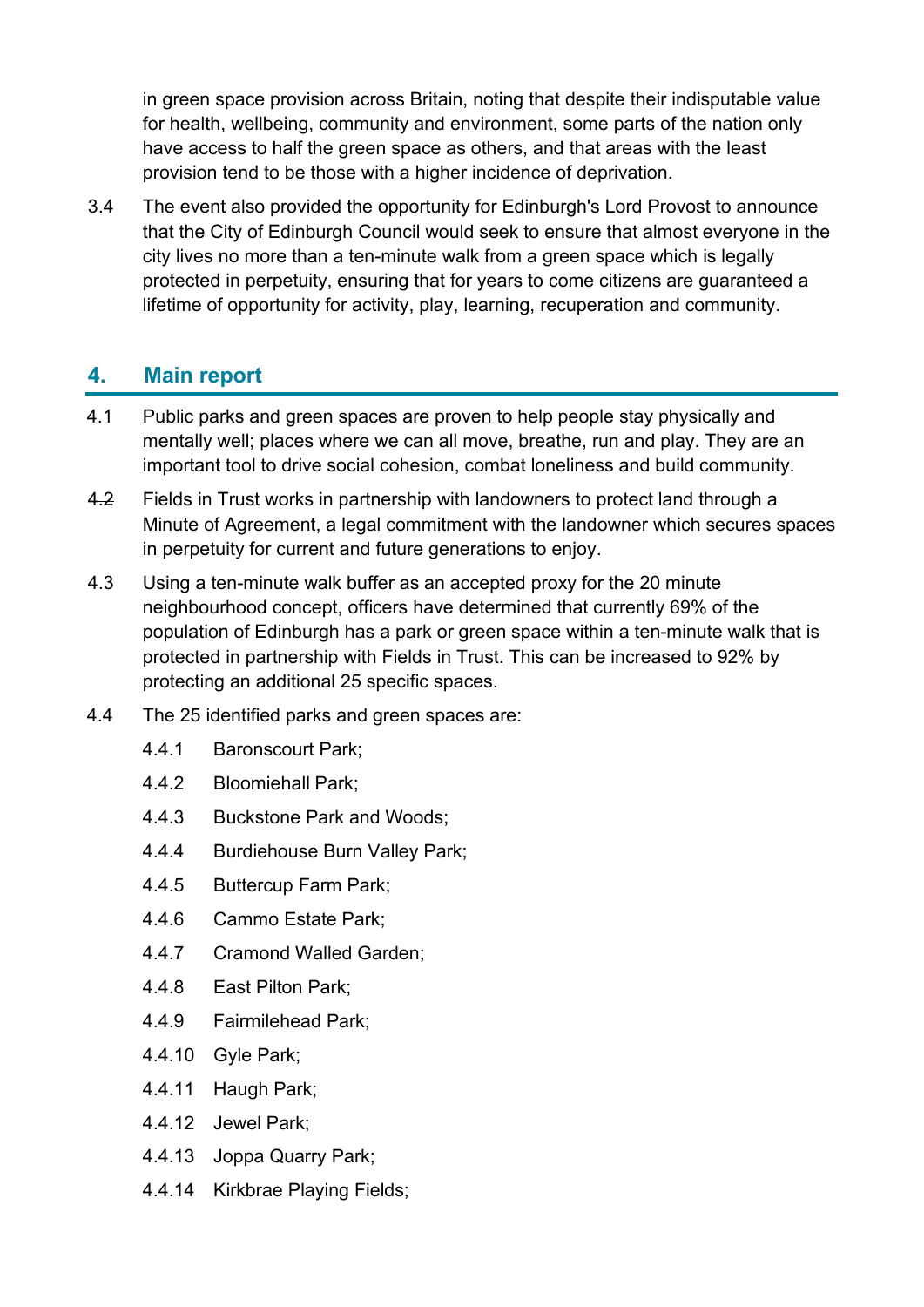in green space provision across Britain, noting that despite their indisputable value for health, wellbeing, community and environment, some parts of the nation only have access to half the green space as others, and that areas with the least provision tend to be those with a higher incidence of deprivation.

3.4 The event also provided the opportunity for Edinburgh's Lord Provost to announce that the City of Edinburgh Council would seek to ensure that almost everyone in the city lives no more than a ten-minute walk from a green space which is legally protected in perpetuity, ensuring that for years to come citizens are guaranteed a lifetime of opportunity for activity, play, learning, recuperation and community.

## 4. Main report

4.1 Public parks and green spaces are proven to help people stay physically and mentally well; places where we can all move, breathe, run and play. They are an important tool to drive social cohesion, combat loneliness and build community.

4.2 Fields in Trust works in partnership with landowners to protect land through a Minute of Agreement, a legal commitment with the landowner which secures spaces in perpetuity for current and future generations to enjoy.

4.3 Using a ten-minute walk buffer as an accepted proxy for the 20 minute neighbourhood concept, officers have determined that currently 69% of the population of Edinburgh has a park or green space within a ten-minute walk that is protected in partnership with Fields in Trust. This can be increased to 92% by protecting an additional 25 specific spaces.

4.4 The 25 identified parks and green spaces are:

- 4.4.1 Baronscourt Park;
- 4.4.2 Bloomiehall Park;
- 4.4.3 Buckstone Park and Woods;
- 4.4.4 Burdiehouse Burn Valley Park;
- 4.4.5 Buttercup Farm Park;
- 4.4.6 Cammo Estate Park;
- 4.4.7 Cramond Walled Garden;
- 4.4.8 East Pilton Park;
- 4.4.9 Fairmilehead Park;
- 4.4.10 Gyle Park;
- 4.4.11 Haugh Park;
- 4.4.12 Jewel Park;
- 4.4.13 Joppa Quarry Park;
- 4.4.14 Kirkbrae Playing Fields;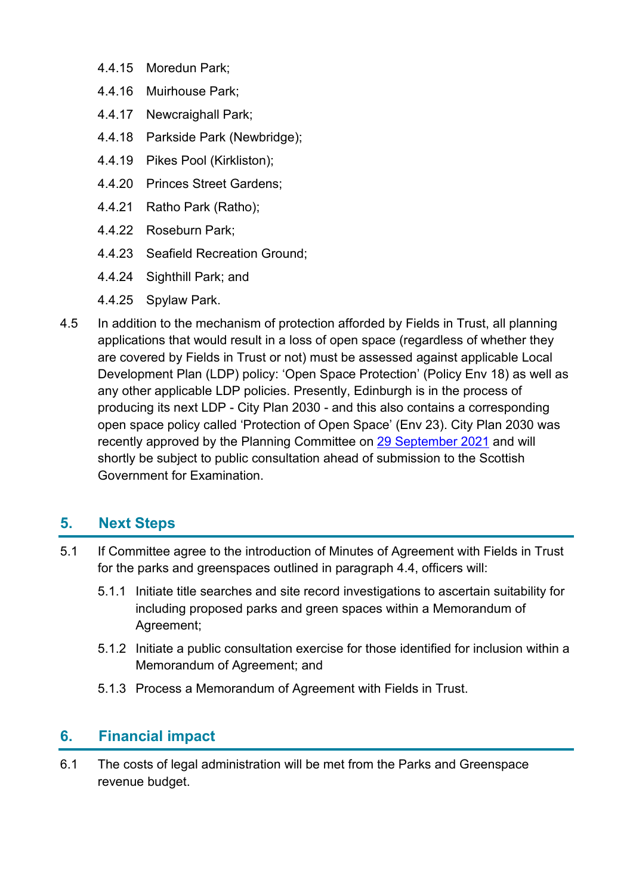4.4.15 Moredun Park;

4.4.16 Muirhouse Park;

4.4.17 Newcraighall Park;

4.4.18 Parkside Park (Newbridge);

4.4.19 Pikes Pool (Kirkliston);

4.4.20 Princes Street Gardens;

4.4.21 Ratho Park (Ratho);

4.4.22 Roseburn Park;

4.4.23 Seafield Recreation Ground;

4.4.24 Sighthill Park; and

4.4.25 Spylaw Park.

4.5 In addition to the mechanism of protection afforded by Fields in Trust, all planning applications that would result in a loss of open space (regardless of whether they are covered by Fields in Trust or not) must be assessed against applicable Local Development Plan (LDP) policy: 'Open Space Protection' (Policy Env 18) as well as any other applicable LDP policies. Presently, Edinburgh is in the process of producing its next LDP - City Plan 2030 - and this also contains a corresponding open space policy called 'Protection of Open Space' (Env 23). City Plan 2030 was recently approved by the Planning Committee on 29 September 2021 and will shortly be subject to public consultation ahead of submission to the Scottish Government for Examination.

## 5. Next Steps

5.1 If Committee agree to the introduction of Minutes of Agreement with Fields in Trust for the parks and greenspaces outlined in paragraph 4.4, officers will:

5.1.1 Initiate title searches and site record investigations to ascertain suitability for including proposed parks and green spaces within a Memorandum of Agreement;

5.1.2 Initiate a public consultation exercise for those identified for inclusion within a Memorandum of Agreement; and

5.1.3 Process a Memorandum of Agreement with Fields in Trust.

## 6. Financial impact

6.1 The costs of legal administration will be met from the Parks and Greenspace revenue budget.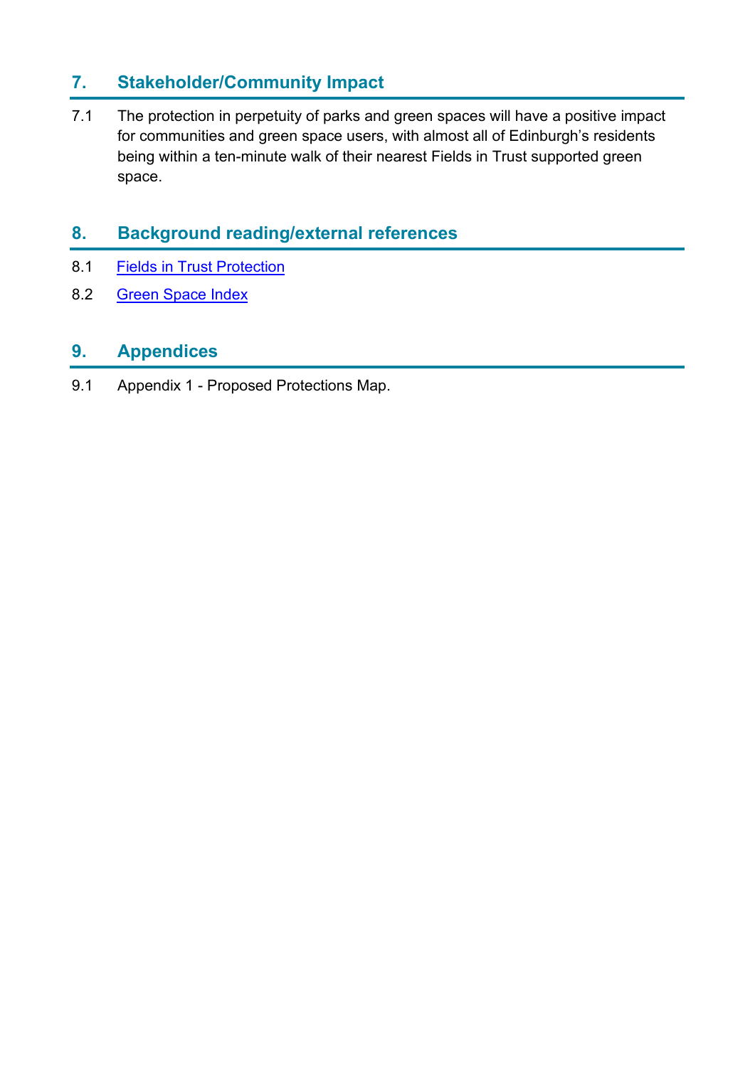## 7. Stakeholder/Community Impact

7.1 The protection in perpetuity of parks and green spaces will have a positive impact for communities and green space users, with almost all of Edinburgh's residents being within a ten-minute walk of their nearest Fields in Trust supported green space.

## 8. Background reading/external references

8.1 Fields in Trust Protection

8.2 Green Space Index

## 9. Appendices

9.1 Appendix 1 - Proposed Protections Map.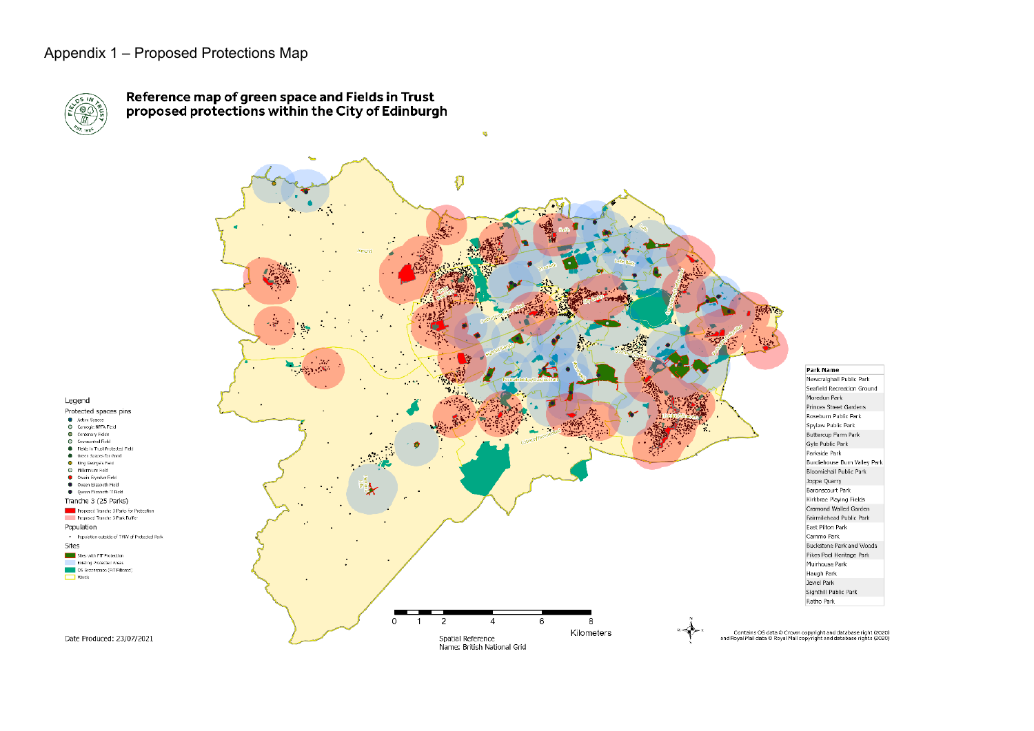# Appendix 1 – Proposed Protections Map

## Reference map of green space and Fields in Trust proposed protections within the City of Edinburgh

Legend

Protected spaces pins

- Active Spaces
- Carnegie NPFA Field
- Centenary Fields
- Covenanted Field
- Fields in Trust Protected Field
- Green Spaces For Good
- King George's Field
- Millennium Field
- Owain Glyndwr Field
- Queen Elizabeth Field
- Queen Elizabeth II Field

Tranche 3 (25 Parks)

- Proposed Tranche 3 Parks for Protection
- Proposed Tranche 3 Park Buffer

Population

- Population outside of 1KM of Protected Park

Sites

- Sites with FIT Protection
- Existing Protected Areas
- OS Greenspace (FIT Filtered)
- Wards

| Park Name |
|---|
| Newcraighall Public Park |
| Seafield Recreation Ground |
| Moredun Park |
| Princes Street Gardens |
| Roseburn Public Park |
| Spylaw Public Park |
| Buttercup Farm Park |
| Gyle Public Park |
| Parkside Park |
| Burdiehouse Burn Valley Park |
| Bloomiehall Public Park |
| Joppa Quarry |
| Baronscourt Park |
| Kirkbrae Playing Fields |
| Cramond Walled Garden |
| Fairmilehead Public Park |
| East Pilton Park |
| Cammo Park |
| Buckstone Park and Woods |
| Pikes Pool Heritage Park |
| Muirhouse Park |
| Haugh Park |
| Jewel Park |
| Sighthill Public Park |
| Ratho Park |

0 1 2 4 6 8
Kilometers

Spatial Reference
Name: British National Grid

Contains OS data © Crown copyright and database right (2020) and Royal Mail data © Royal Mail copyright and database rights (2020)

Date Produced: 23/07/2021